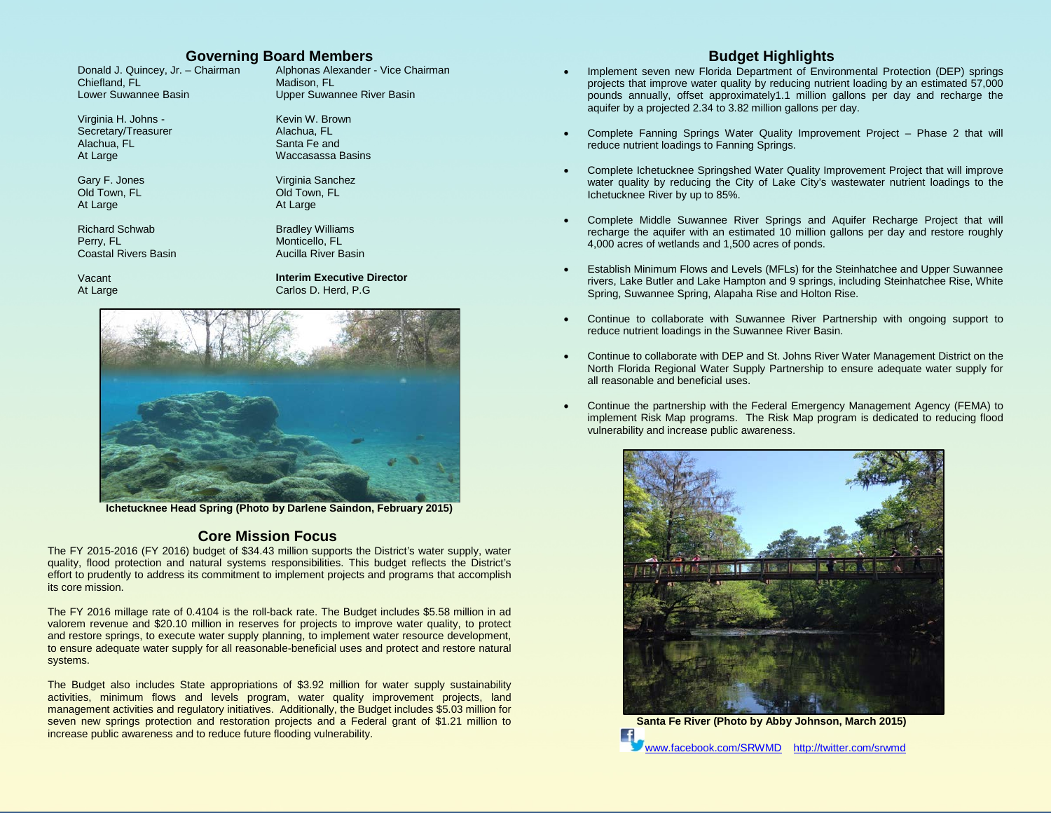## Governing Board Members

Donald J. Quincey, Jr. – Chairman
Chiefland, FL
Lower Suwannee Basin

Alphonas Alexander - Vice Chairman
Madison, FL
Upper Suwannee River Basin

Virginia H. Johns -
Secretary/Treasurer
Alachua, FL
At Large

Kevin W. Brown
Alachua, FL
Santa Fe and
Waccasassa Basins

Gary F. Jones
Old Town, FL
At Large

Virginia Sanchez
Old Town, FL
At Large

Richard Schwab
Perry, FL
Coastal Rivers Basin

Bradley Williams
Monticello, FL
Aucilla River Basin

Vacant
At Large

**Interim Executive Director**
Carlos D. Herd, P.G

**Ichetucknee Head Spring (Photo by Darlene Saindon, February 2015)**

## Core Mission Focus

The FY 2015-2016 (FY 2016) budget of $34.43 million supports the District's water supply, water quality, flood protection and natural systems responsibilities. This budget reflects the District's effort to prudently to address its commitment to implement projects and programs that accomplish its core mission.

The FY 2016 millage rate of 0.4104 is the roll-back rate. The Budget includes $5.58 million in ad valorem revenue and $20.10 million in reserves for projects to improve water quality, to protect and restore springs, to execute water supply planning, to implement water resource development, to ensure adequate water supply for all reasonable-beneficial uses and protect and restore natural systems.

The Budget also includes State appropriations of $3.92 million for water supply sustainability activities, minimum flows and levels program, water quality improvement projects, land management activities and regulatory initiatives. Additionally, the Budget includes $5.03 million for seven new springs protection and restoration projects and a Federal grant of $1.21 million to increase public awareness and to reduce future flooding vulnerability.

## Budget Highlights

- Implement seven new Florida Department of Environmental Protection (DEP) springs projects that improve water quality by reducing nutrient loading by an estimated 57,000 pounds annually, offset approximately1.1 million gallons per day and recharge the aquifer by a projected 2.34 to 3.82 million gallons per day.
- Complete Fanning Springs Water Quality Improvement Project – Phase 2 that will reduce nutrient loadings to Fanning Springs.
- Complete Ichetucknee Springshed Water Quality Improvement Project that will improve water quality by reducing the City of Lake City's wastewater nutrient loadings to the Ichetucknee River by up to 85%.
- Complete Middle Suwannee River Springs and Aquifer Recharge Project that will recharge the aquifer with an estimated 10 million gallons per day and restore roughly 4,000 acres of wetlands and 1,500 acres of ponds.
- Establish Minimum Flows and Levels (MFLs) for the Steinhatchee and Upper Suwannee rivers, Lake Butler and Lake Hampton and 9 springs, including Steinhatchee Rise, White Spring, Suwannee Spring, Alapaha Rise and Holton Rise.
- Continue to collaborate with Suwannee River Partnership with ongoing support to reduce nutrient loadings in the Suwannee River Basin.
- Continue to collaborate with DEP and St. Johns River Water Management District on the North Florida Regional Water Supply Partnership to ensure adequate water supply for all reasonable and beneficial uses.
- Continue the partnership with the Federal Emergency Management Agency (FEMA) to implement Risk Map programs. The Risk Map program is dedicated to reducing flood vulnerability and increase public awareness.

**Santa Fe River (Photo by Abby Johnson, March 2015)**

www.facebook.com/SRWMD http://twitter.com/srwmd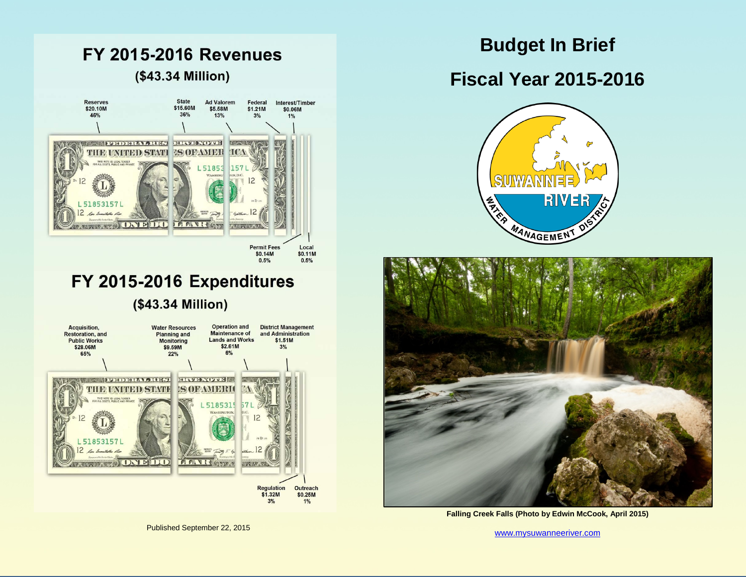## FY 2015-2016 Revenues

**($43.34 Million)**

Reserves
$20.10M
46%

State
$15.60M
36%

Ad Valorem
$5.58M
13%

Federal
$1.21M
3%

Interest/Timber
$0.06M
1%

Permit Fees
$0.14M
0.5%

Local
$0.11M
0.5%

## FY 2015-2016 Expenditures

**($43.34 Million)**

Acquisition, Restoration, and Public Works
$28.06M
65%

Water Resources Planning and Monitoring
$9.59M
22%

Operation and Maintenance of Lands and Works
$2.61M
6%

District Management and Administration
$1.51M
3%

Regulation
$1.32M
3%

Outreach
$0.25M
1%

Published September 22, 2015

# Budget In Brief

# Fiscal Year 2015-2016

SUWANNEE RIVER WATER MANAGEMENT DISTRICT

Falling Creek Falls (Photo by Edwin McCook, April 2015)

www.mysuwanneeriver.com